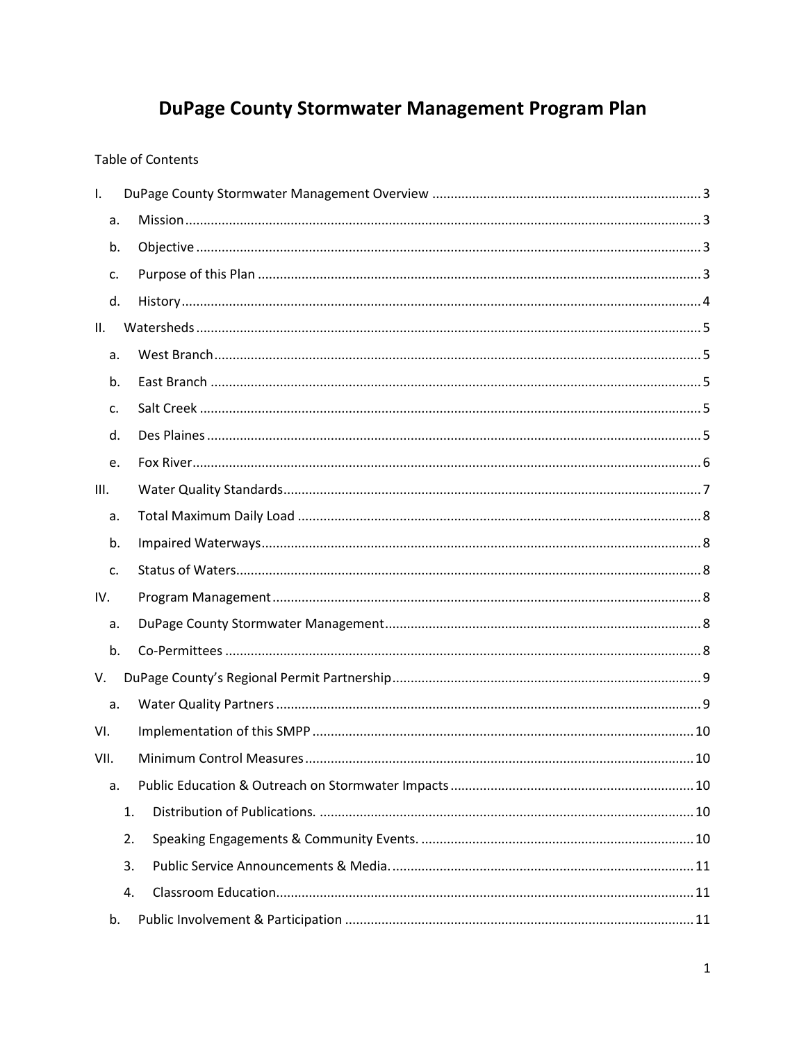# DuPage County Stormwater Management Program Plan

Table of Contents

- I. DuPage County Stormwater Management Overview ........................................................................ 3
  - a. Mission ........................................................................................................................ 3
  - b. Objective ..................................................................................................................... 3
  - c. Purpose of this Plan .................................................................................................... 3
  - d. History ......................................................................................................................... 4
- II. Watersheds ....................................................................................................................... 5
  - a. West Branch ................................................................................................................ 5
  - b. East Branch ................................................................................................................. 5
  - c. Salt Creek .................................................................................................................... 5
  - d. Des Plaines .................................................................................................................. 5
  - e. Fox River ...................................................................................................................... 6
- III. Water Quality Standards ................................................................................................. 7
  - a. Total Maximum Daily Load .......................................................................................... 8
  - b. Impaired Waterways .................................................................................................... 8
  - c. Status of Waters ........................................................................................................... 8
- IV. Program Management ..................................................................................................... 8
  - a. DuPage County Stormwater Management ................................................................... 8
  - b. Co-Permittees .............................................................................................................. 8
- V. DuPage County's Regional Permit Partnership ................................................................. 9
  - a. Water Quality Partners ................................................................................................ 9
- VI. Implementation of this SMPP ......................................................................................... 10
- VII. Minimum Control Measures ........................................................................................... 10
  - a. Public Education & Outreach on Stormwater Impacts ................................................ 10
    1. Distribution of Publications. ..................................................................................... 10
    2. Speaking Engagements & Community Events. ......................................................... 10
    3. Public Service Announcements & Media. ................................................................ 11
    4. Classroom Education ................................................................................................ 11
  - b. Public Involvement & Participation ............................................................................ 11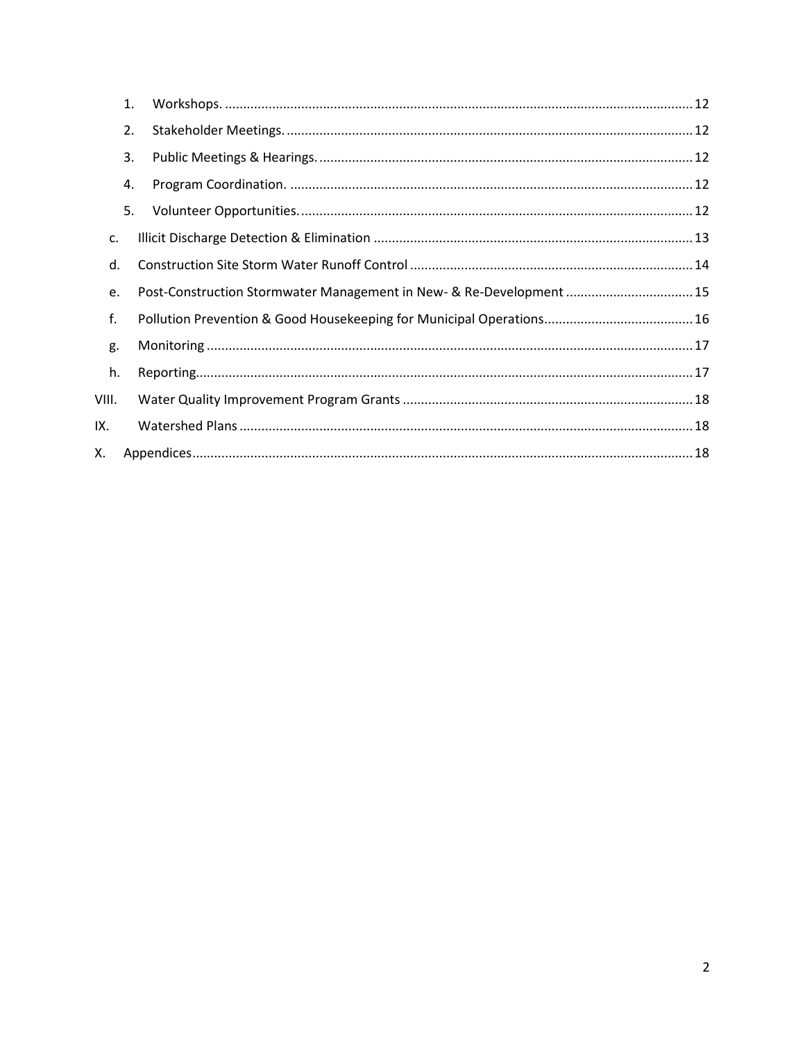1. Workshops. ................................................................................................................................ 12
2. Stakeholder Meetings. ............................................................................................................... 12
3. Public Meetings & Hearings. ...................................................................................................... 12
4. Program Coordination. .............................................................................................................. 12
5. Volunteer Opportunities. ............................................................................................................ 12

c. Illicit Discharge Detection & Elimination ........................................................................................ 13

d. Construction Site Storm Water Runoff Control .............................................................................. 14

e. Post-Construction Stormwater Management in New- & Re-Development ................................... 15

f. Pollution Prevention & Good Housekeeping for Municipal Operations......................................... 16

g. Monitoring ..................................................................................................................................... 17

h. Reporting........................................................................................................................................ 17

VIII. Water Quality Improvement Program Grants ................................................................................ 18

IX. Watershed Plans ............................................................................................................................ 18

X. Appendices......................................................................................................................................... 18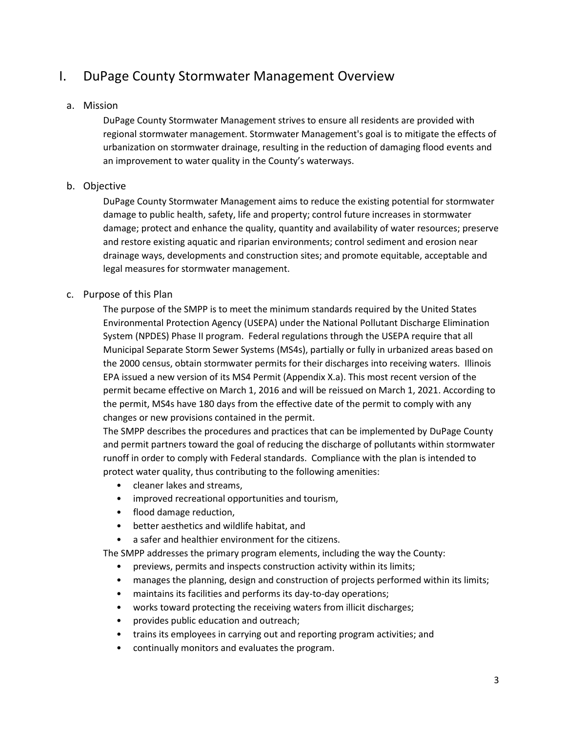# I. DuPage County Stormwater Management Overview

## a. Mission

DuPage County Stormwater Management strives to ensure all residents are provided with regional stormwater management. Stormwater Management's goal is to mitigate the effects of urbanization on stormwater drainage, resulting in the reduction of damaging flood events and an improvement to water quality in the County's waterways.

## b. Objective

DuPage County Stormwater Management aims to reduce the existing potential for stormwater damage to public health, safety, life and property; control future increases in stormwater damage; protect and enhance the quality, quantity and availability of water resources; preserve and restore existing aquatic and riparian environments; control sediment and erosion near drainage ways, developments and construction sites; and promote equitable, acceptable and legal measures for stormwater management.

## c. Purpose of this Plan

The purpose of the SMPP is to meet the minimum standards required by the United States Environmental Protection Agency (USEPA) under the National Pollutant Discharge Elimination System (NPDES) Phase II program. Federal regulations through the USEPA require that all Municipal Separate Storm Sewer Systems (MS4s), partially or fully in urbanized areas based on the 2000 census, obtain stormwater permits for their discharges into receiving waters. Illinois EPA issued a new version of its MS4 Permit (Appendix X.a). This most recent version of the permit became effective on March 1, 2016 and will be reissued on March 1, 2021. According to the permit, MS4s have 180 days from the effective date of the permit to comply with any changes or new provisions contained in the permit.

The SMPP describes the procedures and practices that can be implemented by DuPage County and permit partners toward the goal of reducing the discharge of pollutants within stormwater runoff in order to comply with Federal standards. Compliance with the plan is intended to protect water quality, thus contributing to the following amenities:

- cleaner lakes and streams,
- improved recreational opportunities and tourism,
- flood damage reduction,
- better aesthetics and wildlife habitat, and
- a safer and healthier environment for the citizens.

The SMPP addresses the primary program elements, including the way the County:

- previews, permits and inspects construction activity within its limits;
- manages the planning, design and construction of projects performed within its limits;
- maintains its facilities and performs its day-to-day operations;
- works toward protecting the receiving waters from illicit discharges;
- provides public education and outreach;
- trains its employees in carrying out and reporting program activities; and
- continually monitors and evaluates the program.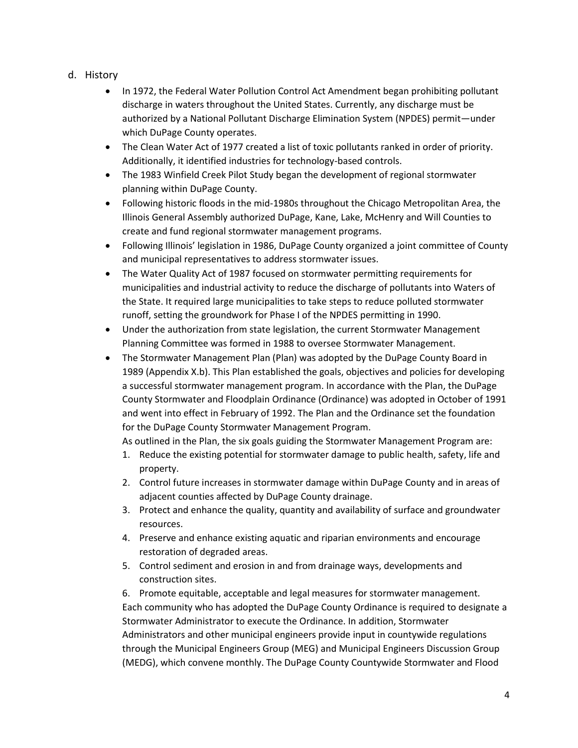## d. History

- In 1972, the Federal Water Pollution Control Act Amendment began prohibiting pollutant discharge in waters throughout the United States. Currently, any discharge must be authorized by a National Pollutant Discharge Elimination System (NPDES) permit—under which DuPage County operates.
- The Clean Water Act of 1977 created a list of toxic pollutants ranked in order of priority. Additionally, it identified industries for technology-based controls.
- The 1983 Winfield Creek Pilot Study began the development of regional stormwater planning within DuPage County.
- Following historic floods in the mid-1980s throughout the Chicago Metropolitan Area, the Illinois General Assembly authorized DuPage, Kane, Lake, McHenry and Will Counties to create and fund regional stormwater management programs.
- Following Illinois' legislation in 1986, DuPage County organized a joint committee of County and municipal representatives to address stormwater issues.
- The Water Quality Act of 1987 focused on stormwater permitting requirements for municipalities and industrial activity to reduce the discharge of pollutants into Waters of the State. It required large municipalities to take steps to reduce polluted stormwater runoff, setting the groundwork for Phase I of the NPDES permitting in 1990.
- Under the authorization from state legislation, the current Stormwater Management Planning Committee was formed in 1988 to oversee Stormwater Management.
- The Stormwater Management Plan (Plan) was adopted by the DuPage County Board in 1989 (Appendix X.b). This Plan established the goals, objectives and policies for developing a successful stormwater management program. In accordance with the Plan, the DuPage County Stormwater and Floodplain Ordinance (Ordinance) was adopted in October of 1991 and went into effect in February of 1992. The Plan and the Ordinance set the foundation for the DuPage County Stormwater Management Program.

  As outlined in the Plan, the six goals guiding the Stormwater Management Program are:

  1. Reduce the existing potential for stormwater damage to public health, safety, life and property.
  2. Control future increases in stormwater damage within DuPage County and in areas of adjacent counties affected by DuPage County drainage.
  3. Protect and enhance the quality, quantity and availability of surface and groundwater resources.
  4. Preserve and enhance existing aquatic and riparian environments and encourage restoration of degraded areas.
  5. Control sediment and erosion in and from drainage ways, developments and construction sites.
  6. Promote equitable, acceptable and legal measures for stormwater management.

  Each community who has adopted the DuPage County Ordinance is required to designate a Stormwater Administrator to execute the Ordinance. In addition, Stormwater Administrators and other municipal engineers provide input in countywide regulations through the Municipal Engineers Group (MEG) and Municipal Engineers Discussion Group (MEDG), which convene monthly. The DuPage County Countywide Stormwater and Flood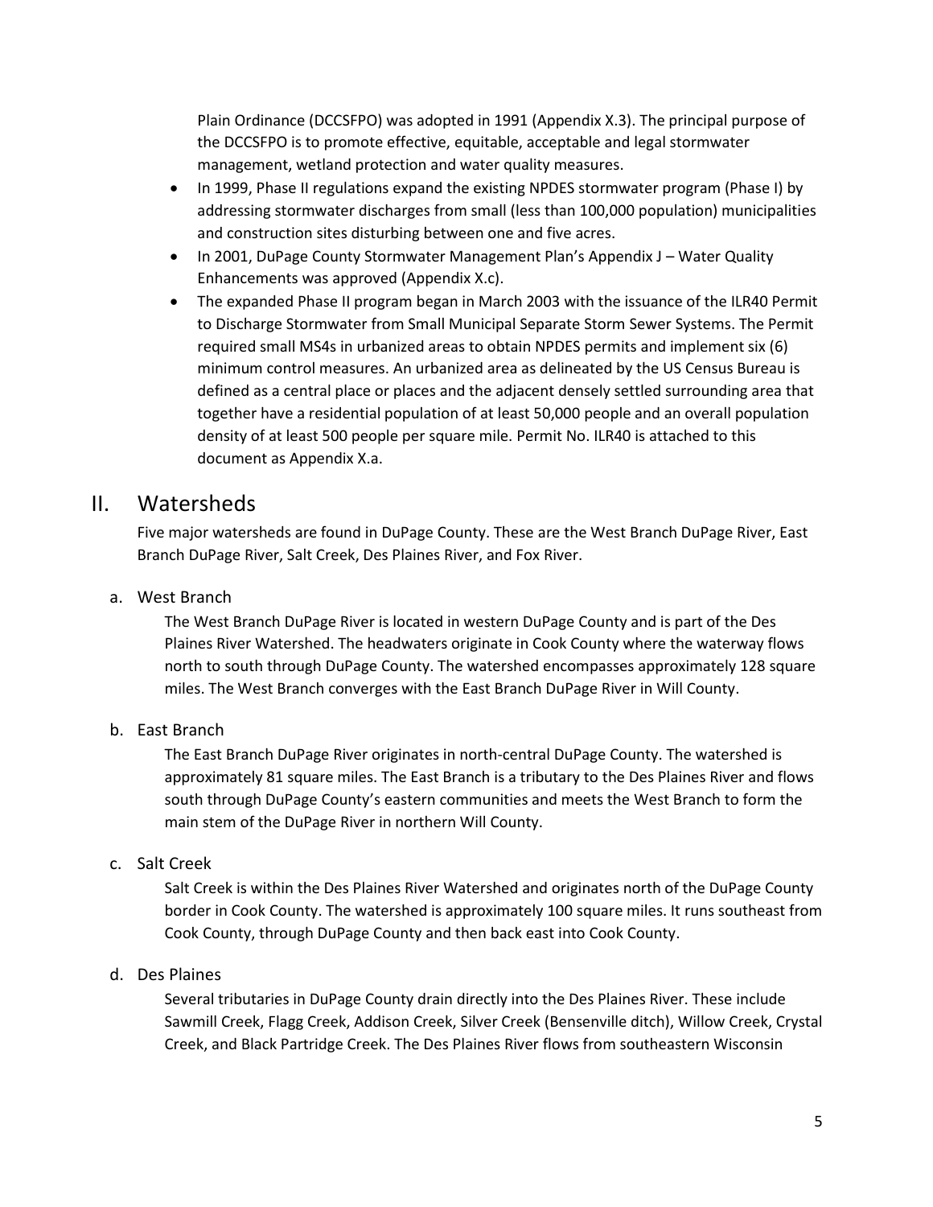Plain Ordinance (DCCSFPO) was adopted in 1991 (Appendix X.3). The principal purpose of the DCCSFPO is to promote effective, equitable, acceptable and legal stormwater management, wetland protection and water quality measures.

- In 1999, Phase II regulations expand the existing NPDES stormwater program (Phase I) by addressing stormwater discharges from small (less than 100,000 population) municipalities and construction sites disturbing between one and five acres.
- In 2001, DuPage County Stormwater Management Plan's Appendix J – Water Quality Enhancements was approved (Appendix X.c).
- The expanded Phase II program began in March 2003 with the issuance of the ILR40 Permit to Discharge Stormwater from Small Municipal Separate Storm Sewer Systems. The Permit required small MS4s in urbanized areas to obtain NPDES permits and implement six (6) minimum control measures. An urbanized area as delineated by the US Census Bureau is defined as a central place or places and the adjacent densely settled surrounding area that together have a residential population of at least 50,000 people and an overall population density of at least 500 people per square mile. Permit No. ILR40 is attached to this document as Appendix X.a.

# II. Watersheds

Five major watersheds are found in DuPage County. These are the West Branch DuPage River, East Branch DuPage River, Salt Creek, Des Plaines River, and Fox River.

## a. West Branch

The West Branch DuPage River is located in western DuPage County and is part of the Des Plaines River Watershed. The headwaters originate in Cook County where the waterway flows north to south through DuPage County. The watershed encompasses approximately 128 square miles. The West Branch converges with the East Branch DuPage River in Will County.

## b. East Branch

The East Branch DuPage River originates in north-central DuPage County. The watershed is approximately 81 square miles. The East Branch is a tributary to the Des Plaines River and flows south through DuPage County's eastern communities and meets the West Branch to form the main stem of the DuPage River in northern Will County.

## c. Salt Creek

Salt Creek is within the Des Plaines River Watershed and originates north of the DuPage County border in Cook County. The watershed is approximately 100 square miles. It runs southeast from Cook County, through DuPage County and then back east into Cook County.

## d. Des Plaines

Several tributaries in DuPage County drain directly into the Des Plaines River. These include Sawmill Creek, Flagg Creek, Addison Creek, Silver Creek (Bensenville ditch), Willow Creek, Crystal Creek, and Black Partridge Creek. The Des Plaines River flows from southeastern Wisconsin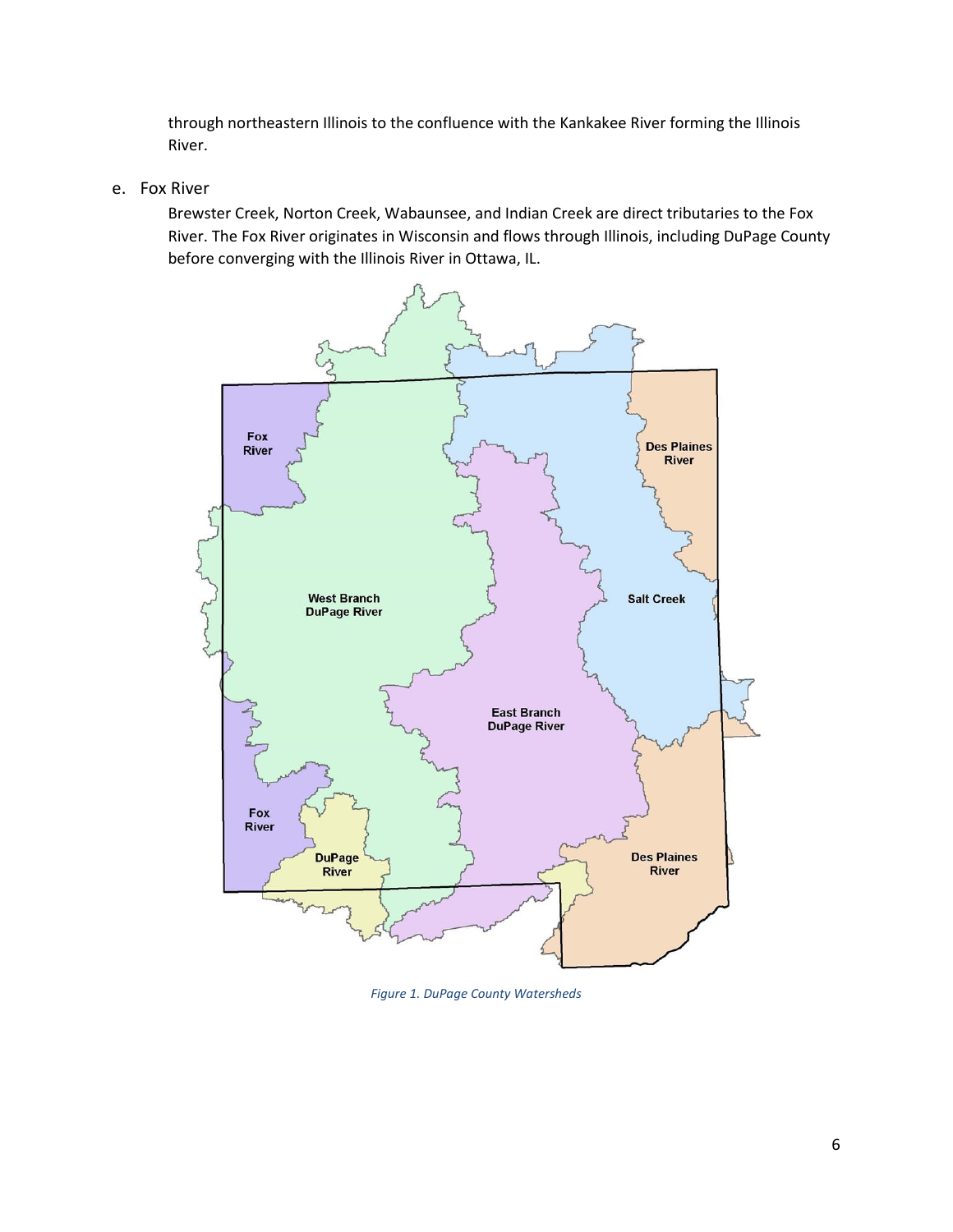through northeastern Illinois to the confluence with the Kankakee River forming the Illinois River.

e. Fox River

Brewster Creek, Norton Creek, Wabaunsee, and Indian Creek are direct tributaries to the Fox River. The Fox River originates in Wisconsin and flows through Illinois, including DuPage County before converging with the Illinois River in Ottawa, IL.

*Figure 1. DuPage County Watersheds*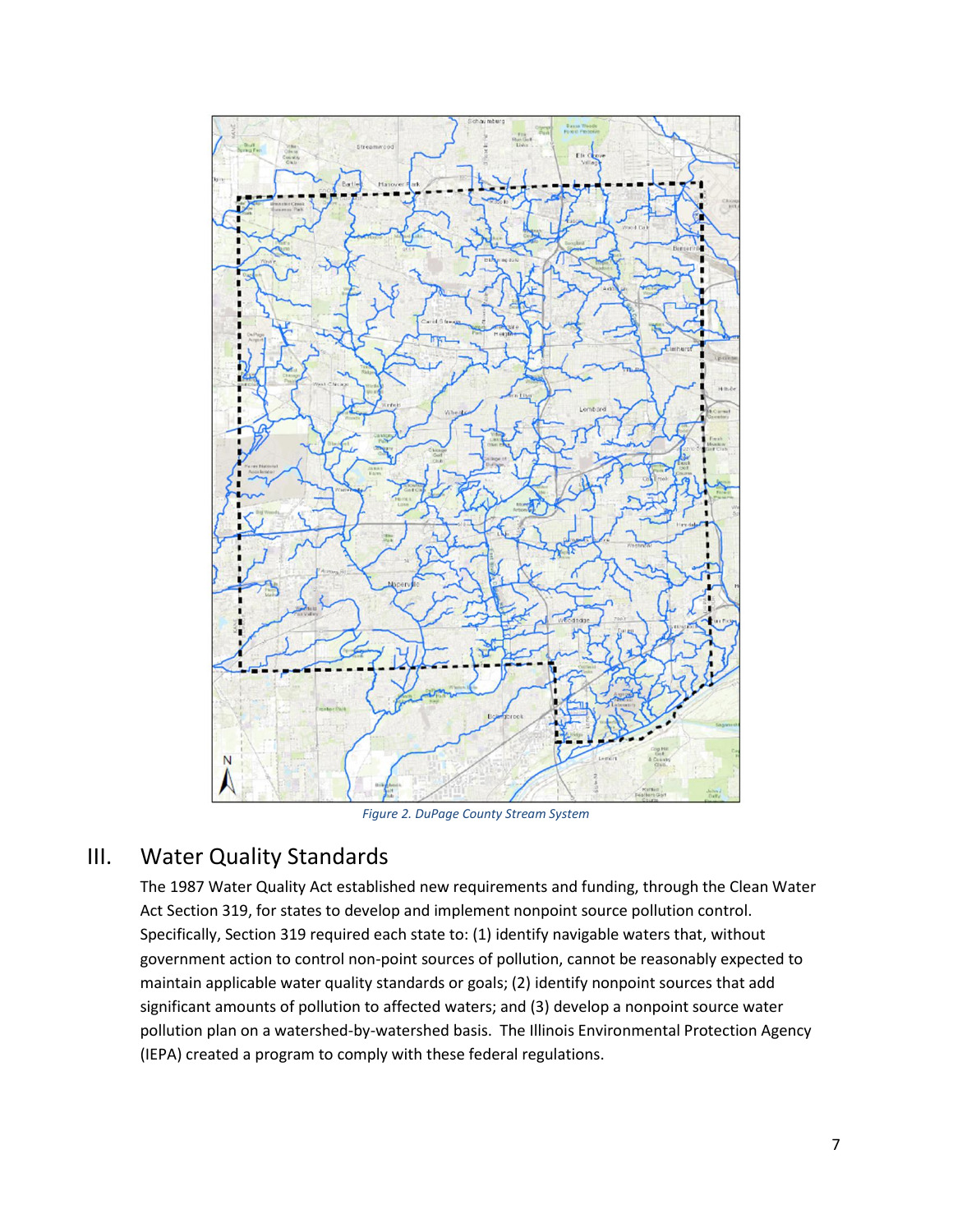*Figure 2. DuPage County Stream System*

## III. Water Quality Standards

The 1987 Water Quality Act established new requirements and funding, through the Clean Water Act Section 319, for states to develop and implement nonpoint source pollution control. Specifically, Section 319 required each state to: (1) identify navigable waters that, without government action to control non-point sources of pollution, cannot be reasonably expected to maintain applicable water quality standards or goals; (2) identify nonpoint sources that add significant amounts of pollution to affected waters; and (3) develop a nonpoint source water pollution plan on a watershed-by-watershed basis. The Illinois Environmental Protection Agency (IEPA) created a program to comply with these federal regulations.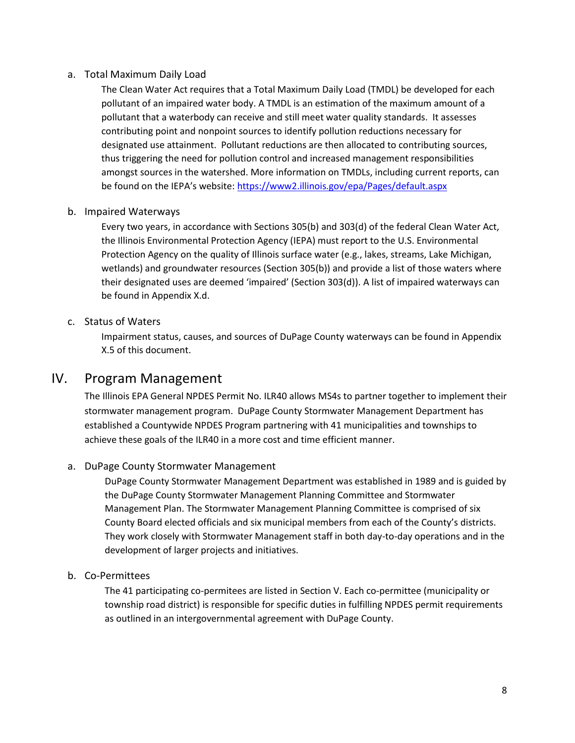### a. Total Maximum Daily Load

The Clean Water Act requires that a Total Maximum Daily Load (TMDL) be developed for each pollutant of an impaired water body. A TMDL is an estimation of the maximum amount of a pollutant that a waterbody can receive and still meet water quality standards. It assesses contributing point and nonpoint sources to identify pollution reductions necessary for designated use attainment. Pollutant reductions are then allocated to contributing sources, thus triggering the need for pollution control and increased management responsibilities amongst sources in the watershed. More information on TMDLs, including current reports, can be found on the IEPA's website: https://www2.illinois.gov/epa/Pages/default.aspx

### b. Impaired Waterways

Every two years, in accordance with Sections 305(b) and 303(d) of the federal Clean Water Act, the Illinois Environmental Protection Agency (IEPA) must report to the U.S. Environmental Protection Agency on the quality of Illinois surface water (e.g., lakes, streams, Lake Michigan, wetlands) and groundwater resources (Section 305(b)) and provide a list of those waters where their designated uses are deemed 'impaired' (Section 303(d)). A list of impaired waterways can be found in Appendix X.d.

### c. Status of Waters

Impairment status, causes, and sources of DuPage County waterways can be found in Appendix X.5 of this document.

## IV. Program Management

The Illinois EPA General NPDES Permit No. ILR40 allows MS4s to partner together to implement their stormwater management program. DuPage County Stormwater Management Department has established a Countywide NPDES Program partnering with 41 municipalities and townships to achieve these goals of the ILR40 in a more cost and time efficient manner.

### a. DuPage County Stormwater Management

DuPage County Stormwater Management Department was established in 1989 and is guided by the DuPage County Stormwater Management Planning Committee and Stormwater Management Plan. The Stormwater Management Planning Committee is comprised of six County Board elected officials and six municipal members from each of the County's districts. They work closely with Stormwater Management staff in both day-to-day operations and in the development of larger projects and initiatives.

### b. Co-Permittees

The 41 participating co-permitees are listed in Section V. Each co-permittee (municipality or township road district) is responsible for specific duties in fulfilling NPDES permit requirements as outlined in an intergovernmental agreement with DuPage County.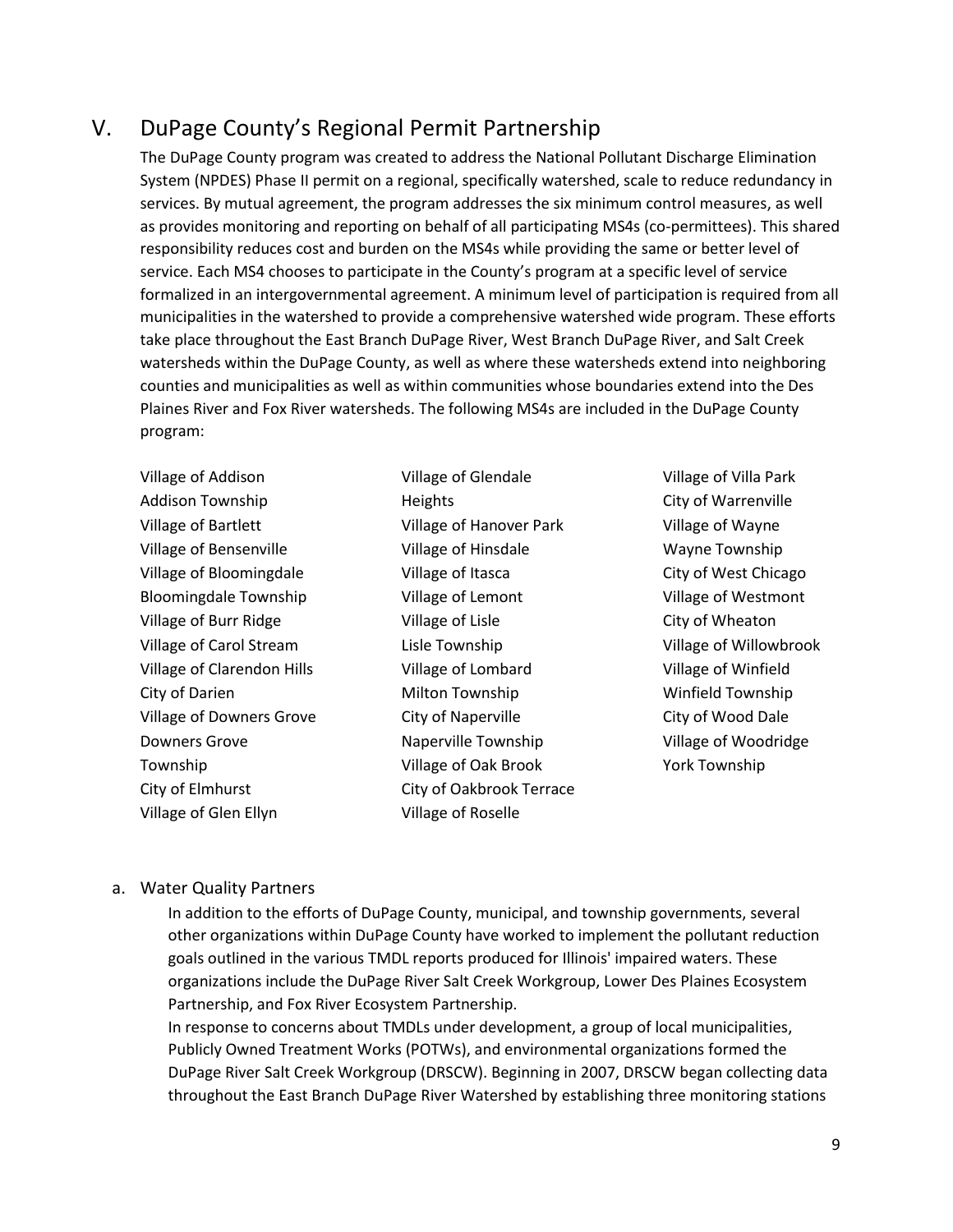## V. DuPage County's Regional Permit Partnership

The DuPage County program was created to address the National Pollutant Discharge Elimination System (NPDES) Phase II permit on a regional, specifically watershed, scale to reduce redundancy in services. By mutual agreement, the program addresses the six minimum control measures, as well as provides monitoring and reporting on behalf of all participating MS4s (co-permittees). This shared responsibility reduces cost and burden on the MS4s while providing the same or better level of service. Each MS4 chooses to participate in the County's program at a specific level of service formalized in an intergovernmental agreement. A minimum level of participation is required from all municipalities in the watershed to provide a comprehensive watershed wide program. These efforts take place throughout the East Branch DuPage River, West Branch DuPage River, and Salt Creek watersheds within the DuPage County, as well as where these watersheds extend into neighboring counties and municipalities as well as within communities whose boundaries extend into the Des Plaines River and Fox River watersheds. The following MS4s are included in the DuPage County program:

Village of Addison
Addison Township
Village of Bartlett
Village of Bensenville
Village of Bloomingdale
Bloomingdale Township
Village of Burr Ridge
Village of Carol Stream
Village of Clarendon Hills
City of Darien
Village of Downers Grove
Downers Grove Township
City of Elmhurst
Village of Glen Ellyn
Village of Glendale Heights
Village of Hanover Park
Village of Hinsdale
Village of Itasca
Village of Lemont
Village of Lisle
Lisle Township
Village of Lombard
Milton Township
City of Naperville
Naperville Township
Village of Oak Brook
City of Oakbrook Terrace
Village of Roselle
Village of Villa Park
City of Warrenville
Village of Wayne
Wayne Township
City of West Chicago
Village of Westmont
City of Wheaton
Village of Willowbrook
Village of Winfield
Winfield Township
City of Wood Dale
Village of Woodridge
York Township

### a. Water Quality Partners

In addition to the efforts of DuPage County, municipal, and township governments, several other organizations within DuPage County have worked to implement the pollutant reduction goals outlined in the various TMDL reports produced for Illinois' impaired waters. These organizations include the DuPage River Salt Creek Workgroup, Lower Des Plaines Ecosystem Partnership, and Fox River Ecosystem Partnership.

In response to concerns about TMDLs under development, a group of local municipalities, Publicly Owned Treatment Works (POTWs), and environmental organizations formed the DuPage River Salt Creek Workgroup (DRSCW). Beginning in 2007, DRSCW began collecting data throughout the East Branch DuPage River Watershed by establishing three monitoring stations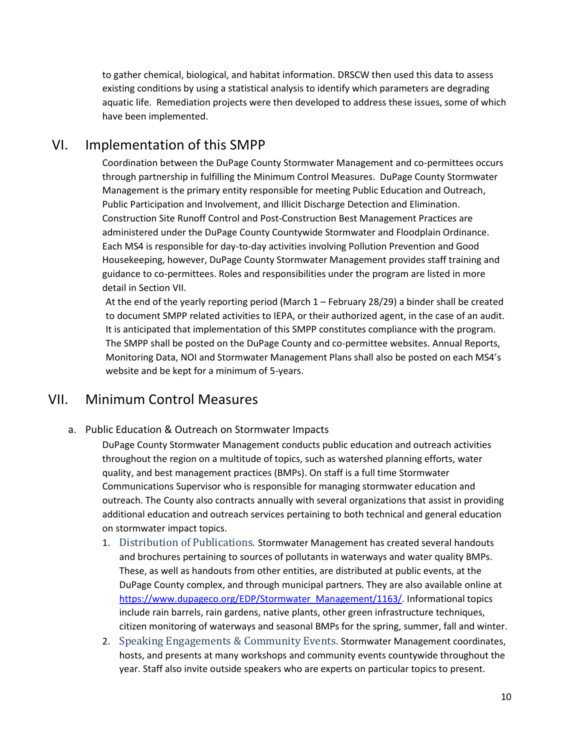to gather chemical, biological, and habitat information. DRSCW then used this data to assess existing conditions by using a statistical analysis to identify which parameters are degrading aquatic life. Remediation projects were then developed to address these issues, some of which have been implemented.

# VI. Implementation of this SMPP

Coordination between the DuPage County Stormwater Management and co-permittees occurs through partnership in fulfilling the Minimum Control Measures. DuPage County Stormwater Management is the primary entity responsible for meeting Public Education and Outreach, Public Participation and Involvement, and Illicit Discharge Detection and Elimination. Construction Site Runoff Control and Post-Construction Best Management Practices are administered under the DuPage County Countywide Stormwater and Floodplain Ordinance. Each MS4 is responsible for day-to-day activities involving Pollution Prevention and Good Housekeeping, however, DuPage County Stormwater Management provides staff training and guidance to co-permittees. Roles and responsibilities under the program are listed in more detail in Section VII.

At the end of the yearly reporting period (March 1 – February 28/29) a binder shall be created to document SMPP related activities to IEPA, or their authorized agent, in the case of an audit. It is anticipated that implementation of this SMPP constitutes compliance with the program. The SMPP shall be posted on the DuPage County and co-permittee websites. Annual Reports, Monitoring Data, NOI and Stormwater Management Plans shall also be posted on each MS4's website and be kept for a minimum of 5-years.

# VII. Minimum Control Measures

## a. Public Education & Outreach on Stormwater Impacts

DuPage County Stormwater Management conducts public education and outreach activities throughout the region on a multitude of topics, such as watershed planning efforts, water quality, and best management practices (BMPs). On staff is a full time Stormwater Communications Supervisor who is responsible for managing stormwater education and outreach. The County also contracts annually with several organizations that assist in providing additional education and outreach services pertaining to both technical and general education on stormwater impact topics.

1. Distribution of Publications. Stormwater Management has created several handouts and brochures pertaining to sources of pollutants in waterways and water quality BMPs. These, as well as handouts from other entities, are distributed at public events, at the DuPage County complex, and through municipal partners. They are also available online at https://www.dupageco.org/EDP/Stormwater_Management/1163/. Informational topics include rain barrels, rain gardens, native plants, other green infrastructure techniques, citizen monitoring of waterways and seasonal BMPs for the spring, summer, fall and winter.
2. Speaking Engagements & Community Events. Stormwater Management coordinates, hosts, and presents at many workshops and community events countywide throughout the year. Staff also invite outside speakers who are experts on particular topics to present.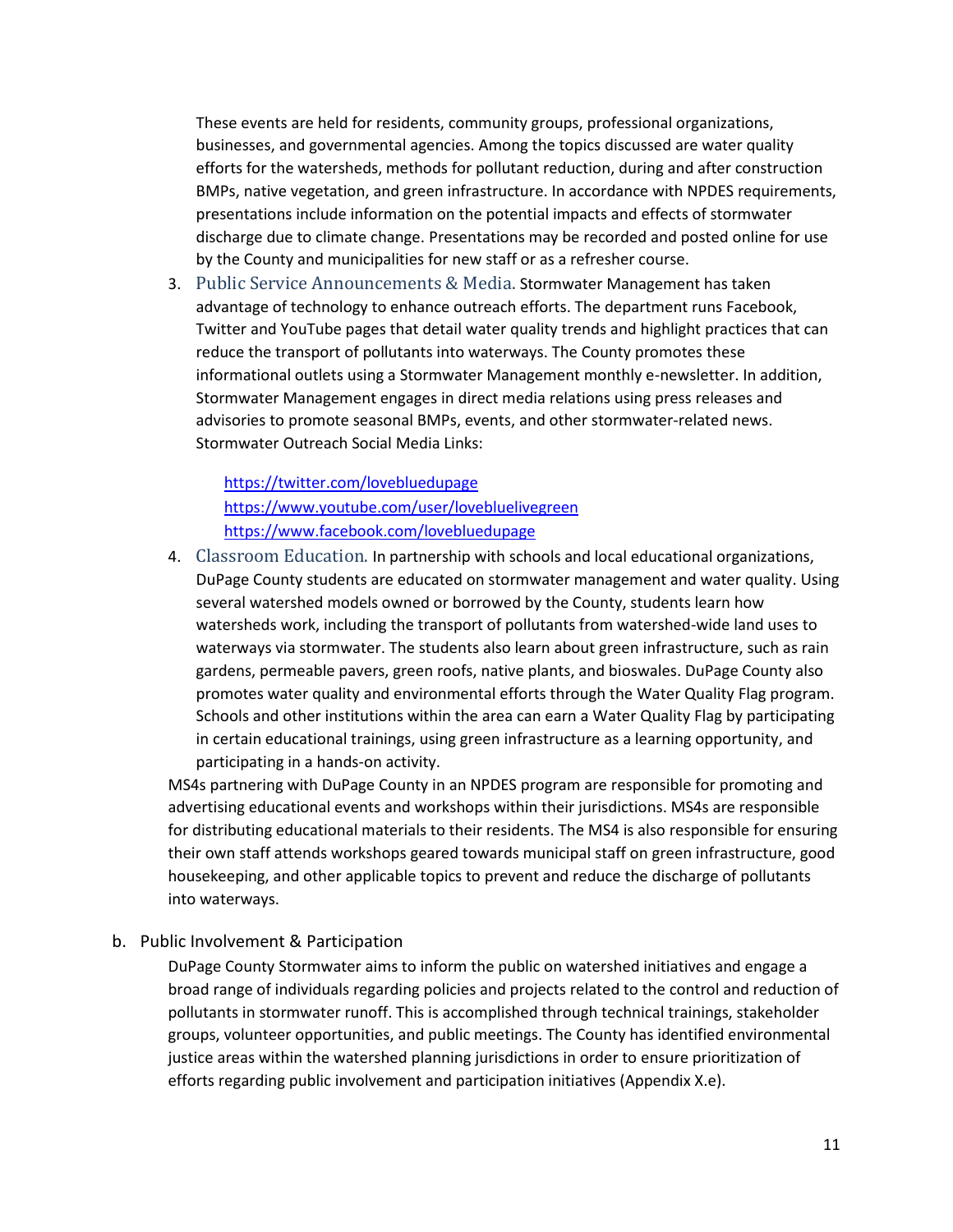These events are held for residents, community groups, professional organizations, businesses, and governmental agencies. Among the topics discussed are water quality efforts for the watersheds, methods for pollutant reduction, during and after construction BMPs, native vegetation, and green infrastructure. In accordance with NPDES requirements, presentations include information on the potential impacts and effects of stormwater discharge due to climate change. Presentations may be recorded and posted online for use by the County and municipalities for new staff or as a refresher course.

3. Public Service Announcements & Media. Stormwater Management has taken advantage of technology to enhance outreach efforts. The department runs Facebook, Twitter and YouTube pages that detail water quality trends and highlight practices that can reduce the transport of pollutants into waterways. The County promotes these informational outlets using a Stormwater Management monthly e-newsletter. In addition, Stormwater Management engages in direct media relations using press releases and advisories to promote seasonal BMPs, events, and other stormwater-related news. Stormwater Outreach Social Media Links:

   https://twitter.com/lovebluedupage
   https://www.youtube.com/user/lovebluelivegreen
   https://www.facebook.com/lovebluedupage

4. Classroom Education. In partnership with schools and local educational organizations, DuPage County students are educated on stormwater management and water quality. Using several watershed models owned or borrowed by the County, students learn how watersheds work, including the transport of pollutants from watershed-wide land uses to waterways via stormwater. The students also learn about green infrastructure, such as rain gardens, permeable pavers, green roofs, native plants, and bioswales. DuPage County also promotes water quality and environmental efforts through the Water Quality Flag program. Schools and other institutions within the area can earn a Water Quality Flag by participating in certain educational trainings, using green infrastructure as a learning opportunity, and participating in a hands-on activity.

MS4s partnering with DuPage County in an NPDES program are responsible for promoting and advertising educational events and workshops within their jurisdictions. MS4s are responsible for distributing educational materials to their residents. The MS4 is also responsible for ensuring their own staff attends workshops geared towards municipal staff on green infrastructure, good housekeeping, and other applicable topics to prevent and reduce the discharge of pollutants into waterways.

### b. Public Involvement & Participation

DuPage County Stormwater aims to inform the public on watershed initiatives and engage a broad range of individuals regarding policies and projects related to the control and reduction of pollutants in stormwater runoff. This is accomplished through technical trainings, stakeholder groups, volunteer opportunities, and public meetings. The County has identified environmental justice areas within the watershed planning jurisdictions in order to ensure prioritization of efforts regarding public involvement and participation initiatives (Appendix X.e).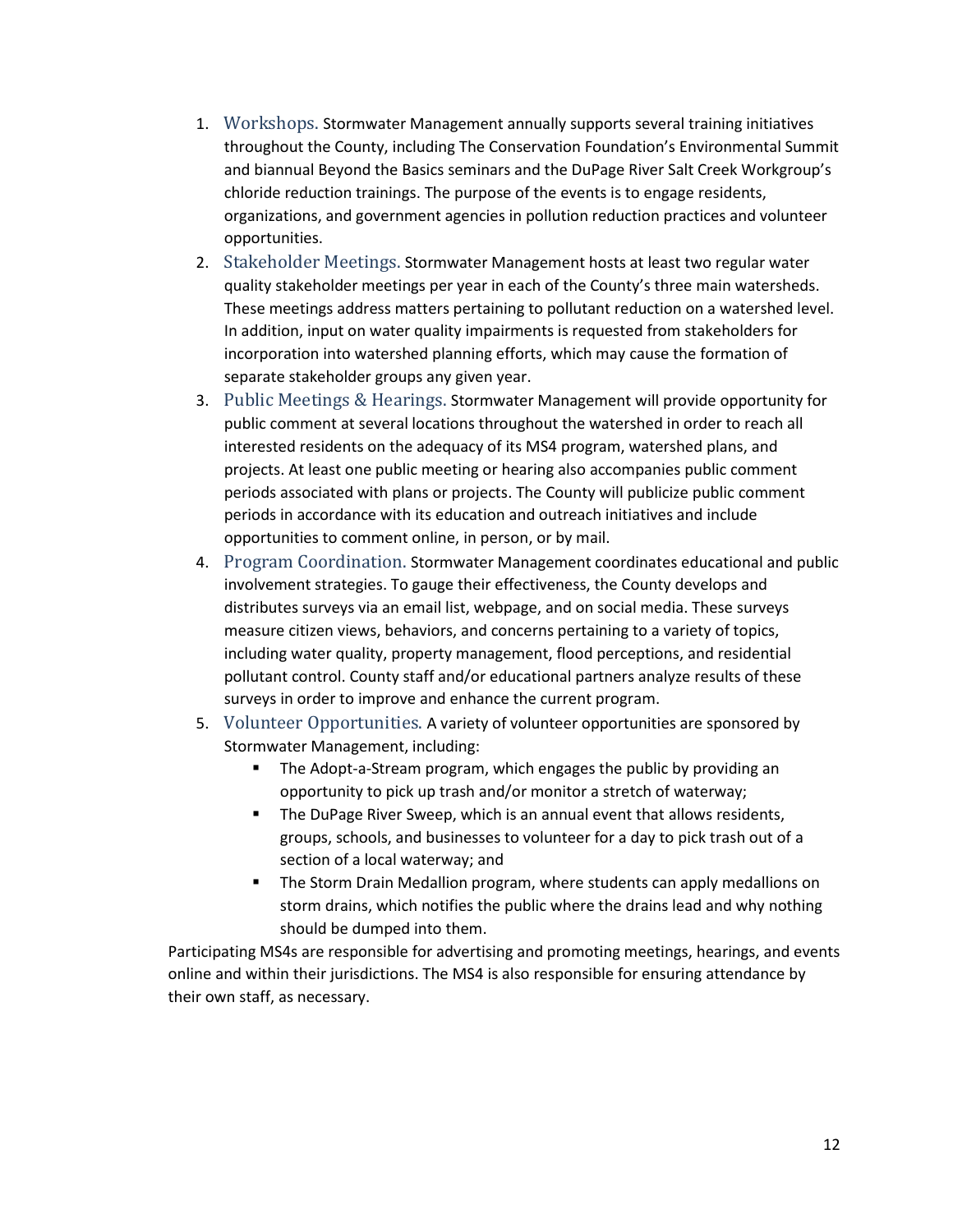1. Workshops. Stormwater Management annually supports several training initiatives throughout the County, including The Conservation Foundation's Environmental Summit and biannual Beyond the Basics seminars and the DuPage River Salt Creek Workgroup's chloride reduction trainings. The purpose of the events is to engage residents, organizations, and government agencies in pollution reduction practices and volunteer opportunities.
2. Stakeholder Meetings. Stormwater Management hosts at least two regular water quality stakeholder meetings per year in each of the County's three main watersheds. These meetings address matters pertaining to pollutant reduction on a watershed level. In addition, input on water quality impairments is requested from stakeholders for incorporation into watershed planning efforts, which may cause the formation of separate stakeholder groups any given year.
3. Public Meetings & Hearings. Stormwater Management will provide opportunity for public comment at several locations throughout the watershed in order to reach all interested residents on the adequacy of its MS4 program, watershed plans, and projects. At least one public meeting or hearing also accompanies public comment periods associated with plans or projects. The County will publicize public comment periods in accordance with its education and outreach initiatives and include opportunities to comment online, in person, or by mail.
4. Program Coordination. Stormwater Management coordinates educational and public involvement strategies. To gauge their effectiveness, the County develops and distributes surveys via an email list, webpage, and on social media. These surveys measure citizen views, behaviors, and concerns pertaining to a variety of topics, including water quality, property management, flood perceptions, and residential pollutant control. County staff and/or educational partners analyze results of these surveys in order to improve and enhance the current program.
5. Volunteer Opportunities. A variety of volunteer opportunities are sponsored by Stormwater Management, including:
   - The Adopt-a-Stream program, which engages the public by providing an opportunity to pick up trash and/or monitor a stretch of waterway;
   - The DuPage River Sweep, which is an annual event that allows residents, groups, schools, and businesses to volunteer for a day to pick trash out of a section of a local waterway; and
   - The Storm Drain Medallion program, where students can apply medallions on storm drains, which notifies the public where the drains lead and why nothing should be dumped into them.

Participating MS4s are responsible for advertising and promoting meetings, hearings, and events online and within their jurisdictions. The MS4 is also responsible for ensuring attendance by their own staff, as necessary.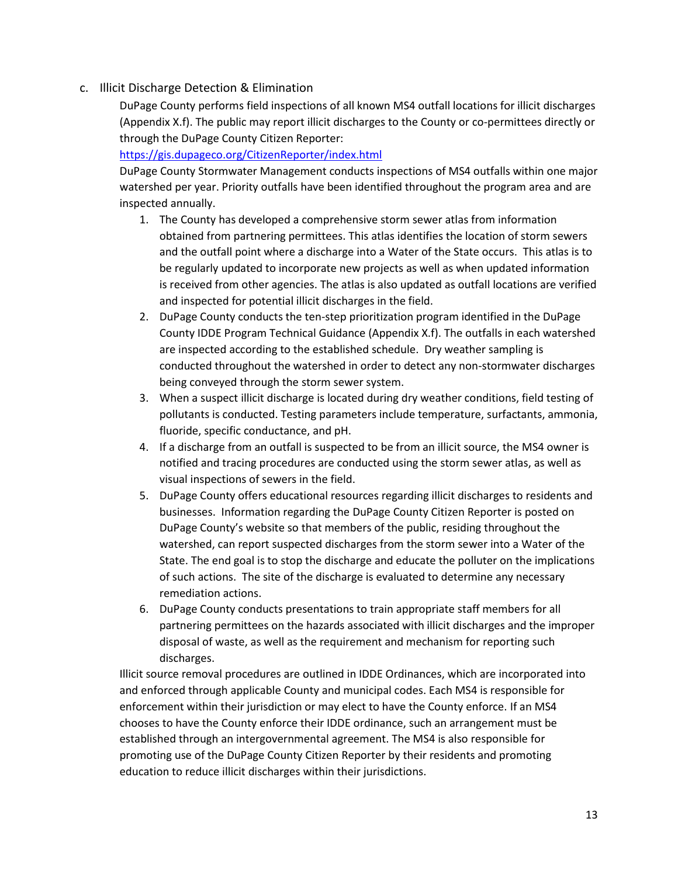### c. Illicit Discharge Detection & Elimination

DuPage County performs field inspections of all known MS4 outfall locations for illicit discharges (Appendix X.f). The public may report illicit discharges to the County or co-permittees directly or through the DuPage County Citizen Reporter:

https://gis.dupageco.org/CitizenReporter/index.html

DuPage County Stormwater Management conducts inspections of MS4 outfalls within one major watershed per year. Priority outfalls have been identified throughout the program area and are inspected annually.

1. The County has developed a comprehensive storm sewer atlas from information obtained from partnering permittees. This atlas identifies the location of storm sewers and the outfall point where a discharge into a Water of the State occurs. This atlas is to be regularly updated to incorporate new projects as well as when updated information is received from other agencies. The atlas is also updated as outfall locations are verified and inspected for potential illicit discharges in the field.
2. DuPage County conducts the ten-step prioritization program identified in the DuPage County IDDE Program Technical Guidance (Appendix X.f). The outfalls in each watershed are inspected according to the established schedule. Dry weather sampling is conducted throughout the watershed in order to detect any non-stormwater discharges being conveyed through the storm sewer system.
3. When a suspect illicit discharge is located during dry weather conditions, field testing of pollutants is conducted. Testing parameters include temperature, surfactants, ammonia, fluoride, specific conductance, and pH.
4. If a discharge from an outfall is suspected to be from an illicit source, the MS4 owner is notified and tracing procedures are conducted using the storm sewer atlas, as well as visual inspections of sewers in the field.
5. DuPage County offers educational resources regarding illicit discharges to residents and businesses. Information regarding the DuPage County Citizen Reporter is posted on DuPage County's website so that members of the public, residing throughout the watershed, can report suspected discharges from the storm sewer into a Water of the State. The end goal is to stop the discharge and educate the polluter on the implications of such actions. The site of the discharge is evaluated to determine any necessary remediation actions.
6. DuPage County conducts presentations to train appropriate staff members for all partnering permittees on the hazards associated with illicit discharges and the improper disposal of waste, as well as the requirement and mechanism for reporting such discharges.

Illicit source removal procedures are outlined in IDDE Ordinances, which are incorporated into and enforced through applicable County and municipal codes. Each MS4 is responsible for enforcement within their jurisdiction or may elect to have the County enforce. If an MS4 chooses to have the County enforce their IDDE ordinance, such an arrangement must be established through an intergovernmental agreement. The MS4 is also responsible for promoting use of the DuPage County Citizen Reporter by their residents and promoting education to reduce illicit discharges within their jurisdictions.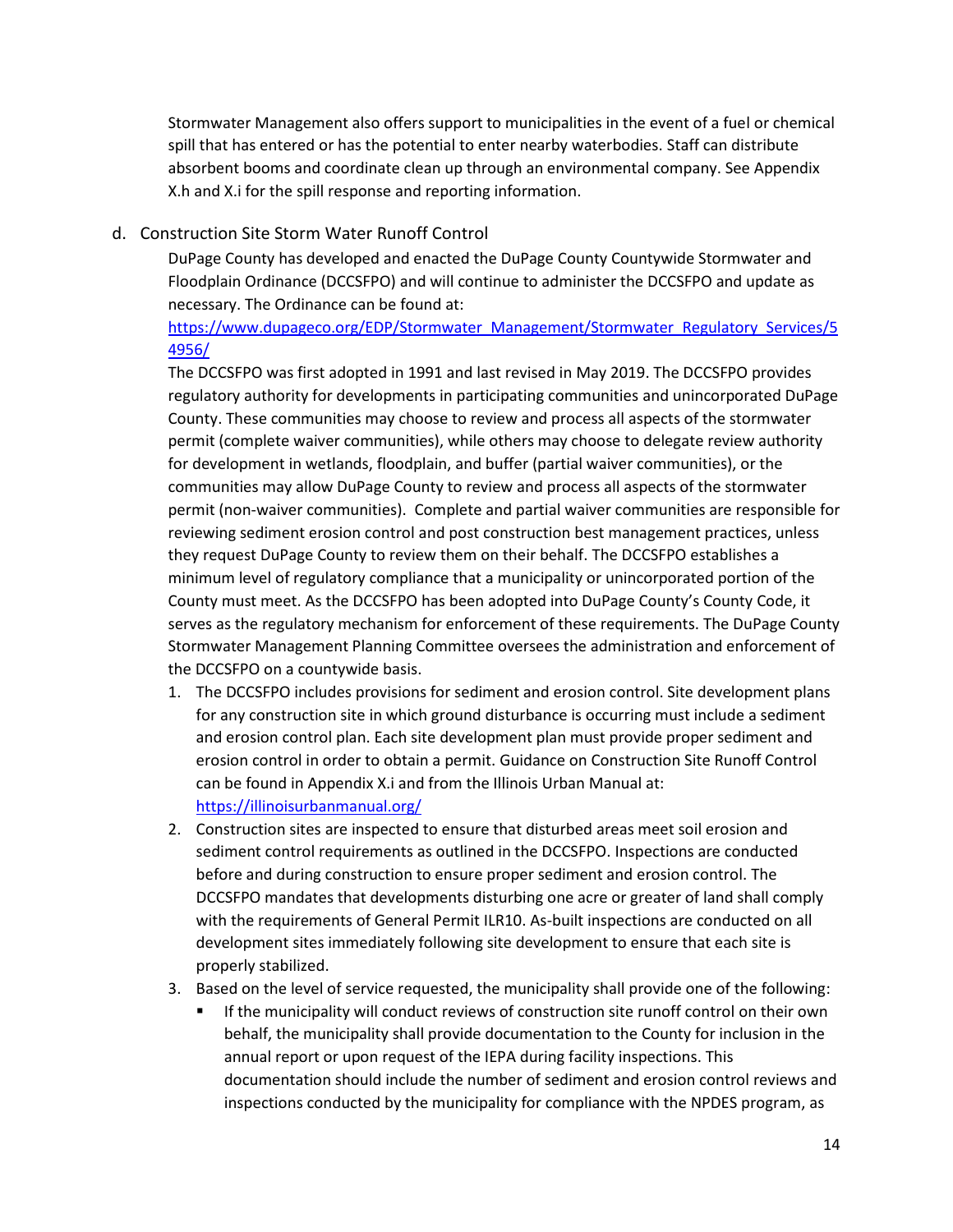Stormwater Management also offers support to municipalities in the event of a fuel or chemical spill that has entered or has the potential to enter nearby waterbodies. Staff can distribute absorbent booms and coordinate clean up through an environmental company. See Appendix X.h and X.i for the spill response and reporting information.

## d. Construction Site Storm Water Runoff Control

DuPage County has developed and enacted the DuPage County Countywide Stormwater and Floodplain Ordinance (DCCSFPO) and will continue to administer the DCCSFPO and update as necessary. The Ordinance can be found at: https://www.dupageco.org/EDP/Stormwater_Management/Stormwater_Regulatory_Services/54956/

The DCCSFPO was first adopted in 1991 and last revised in May 2019. The DCCSFPO provides regulatory authority for developments in participating communities and unincorporated DuPage County. These communities may choose to review and process all aspects of the stormwater permit (complete waiver communities), while others may choose to delegate review authority for development in wetlands, floodplain, and buffer (partial waiver communities), or the communities may allow DuPage County to review and process all aspects of the stormwater permit (non-waiver communities). Complete and partial waiver communities are responsible for reviewing sediment erosion control and post construction best management practices, unless they request DuPage County to review them on their behalf. The DCCSFPO establishes a minimum level of regulatory compliance that a municipality or unincorporated portion of the County must meet. As the DCCSFPO has been adopted into DuPage County's County Code, it serves as the regulatory mechanism for enforcement of these requirements. The DuPage County Stormwater Management Planning Committee oversees the administration and enforcement of the DCCSFPO on a countywide basis.

1. The DCCSFPO includes provisions for sediment and erosion control. Site development plans for any construction site in which ground disturbance is occurring must include a sediment and erosion control plan. Each site development plan must provide proper sediment and erosion control in order to obtain a permit. Guidance on Construction Site Runoff Control can be found in Appendix X.i and from the Illinois Urban Manual at: https://illinoisurbanmanual.org/
2. Construction sites are inspected to ensure that disturbed areas meet soil erosion and sediment control requirements as outlined in the DCCSFPO. Inspections are conducted before and during construction to ensure proper sediment and erosion control. The DCCSFPO mandates that developments disturbing one acre or greater of land shall comply with the requirements of General Permit ILR10. As-built inspections are conducted on all development sites immediately following site development to ensure that each site is properly stabilized.
3. Based on the level of service requested, the municipality shall provide one of the following:
   - If the municipality will conduct reviews of construction site runoff control on their own behalf, the municipality shall provide documentation to the County for inclusion in the annual report or upon request of the IEPA during facility inspections. This documentation should include the number of sediment and erosion control reviews and inspections conducted by the municipality for compliance with the NPDES program, as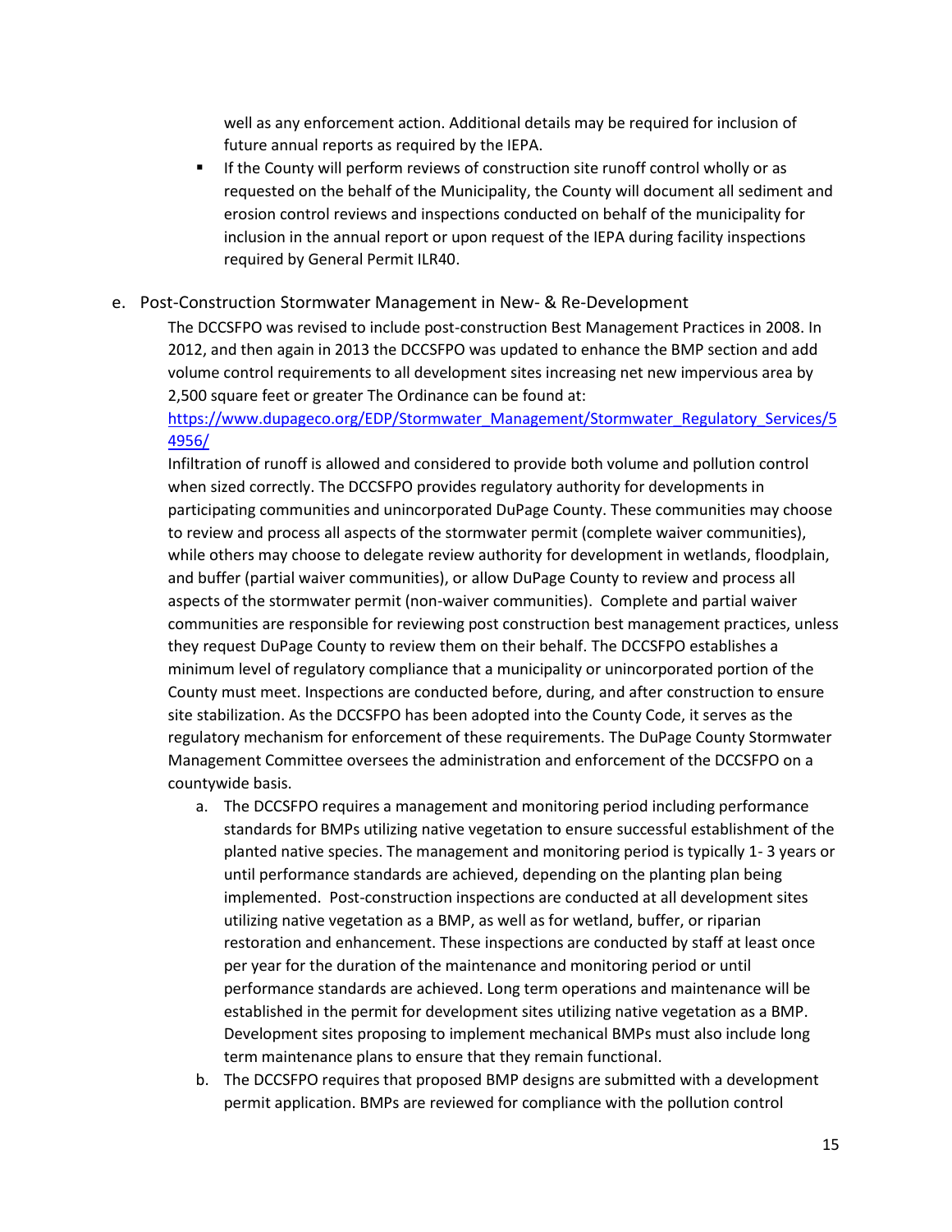well as any enforcement action. Additional details may be required for inclusion of future annual reports as required by the IEPA.

- If the County will perform reviews of construction site runoff control wholly or as requested on the behalf of the Municipality, the County will document all sediment and erosion control reviews and inspections conducted on behalf of the municipality for inclusion in the annual report or upon request of the IEPA during facility inspections required by General Permit ILR40.

e. Post-Construction Stormwater Management in New- & Re-Development

The DCCSFPO was revised to include post-construction Best Management Practices in 2008. In 2012, and then again in 2013 the DCCSFPO was updated to enhance the BMP section and add volume control requirements to all development sites increasing net new impervious area by 2,500 square feet or greater The Ordinance can be found at: [https://www.dupageco.org/EDP/Stormwater_Management/Stormwater_Regulatory_Services/54956/](https://www.dupageco.org/EDP/Stormwater_Management/Stormwater_Regulatory_Services/54956/)

Infiltration of runoff is allowed and considered to provide both volume and pollution control when sized correctly. The DCCSFPO provides regulatory authority for developments in participating communities and unincorporated DuPage County. These communities may choose to review and process all aspects of the stormwater permit (complete waiver communities), while others may choose to delegate review authority for development in wetlands, floodplain, and buffer (partial waiver communities), or allow DuPage County to review and process all aspects of the stormwater permit (non-waiver communities). Complete and partial waiver communities are responsible for reviewing post construction best management practices, unless they request DuPage County to review them on their behalf. The DCCSFPO establishes a minimum level of regulatory compliance that a municipality or unincorporated portion of the County must meet. Inspections are conducted before, during, and after construction to ensure site stabilization. As the DCCSFPO has been adopted into the County Code, it serves as the regulatory mechanism for enforcement of these requirements. The DuPage County Stormwater Management Committee oversees the administration and enforcement of the DCCSFPO on a countywide basis.

a. The DCCSFPO requires a management and monitoring period including performance standards for BMPs utilizing native vegetation to ensure successful establishment of the planted native species. The management and monitoring period is typically 1- 3 years or until performance standards are achieved, depending on the planting plan being implemented. Post-construction inspections are conducted at all development sites utilizing native vegetation as a BMP, as well as for wetland, buffer, or riparian restoration and enhancement. These inspections are conducted by staff at least once per year for the duration of the maintenance and monitoring period or until performance standards are achieved. Long term operations and maintenance will be established in the permit for development sites utilizing native vegetation as a BMP. Development sites proposing to implement mechanical BMPs must also include long term maintenance plans to ensure that they remain functional.
b. The DCCSFPO requires that proposed BMP designs are submitted with a development permit application. BMPs are reviewed for compliance with the pollution control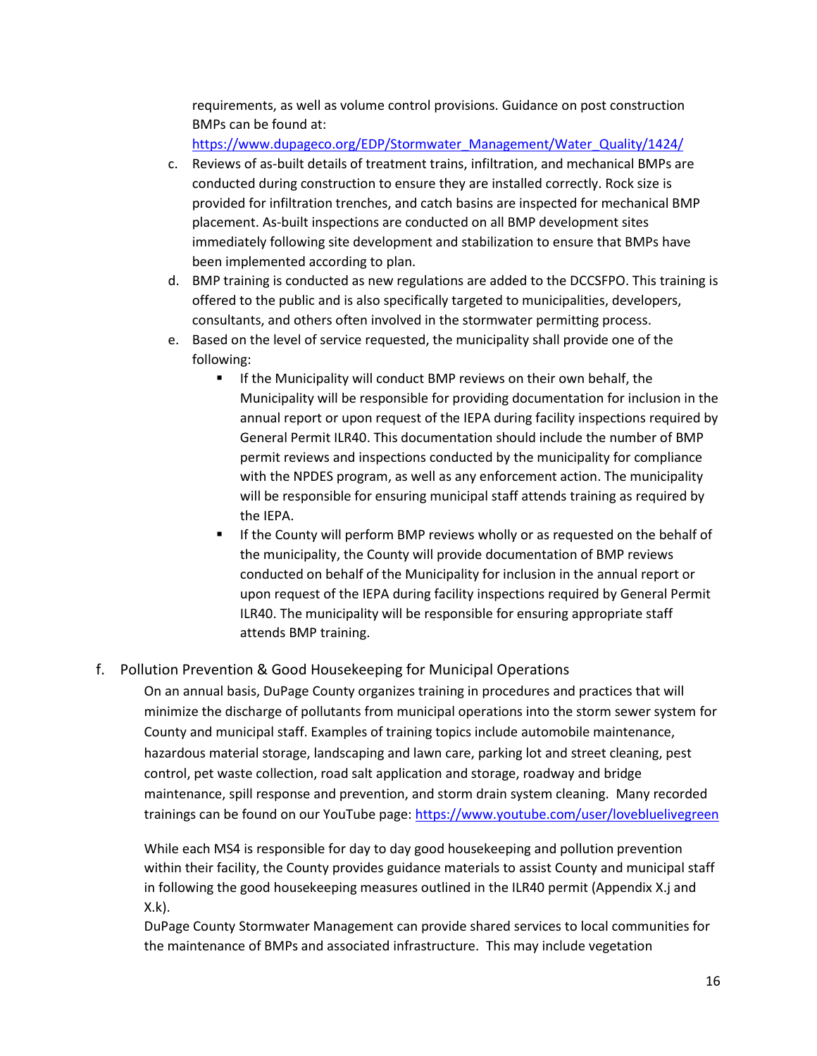requirements, as well as volume control provisions. Guidance on post construction BMPs can be found at: https://www.dupageco.org/EDP/Stormwater_Management/Water_Quality/1424/

c. Reviews of as-built details of treatment trains, infiltration, and mechanical BMPs are conducted during construction to ensure they are installed correctly. Rock size is provided for infiltration trenches, and catch basins are inspected for mechanical BMP placement. As-built inspections are conducted on all BMP development sites immediately following site development and stabilization to ensure that BMPs have been implemented according to plan.

d. BMP training is conducted as new regulations are added to the DCCSFPO. This training is offered to the public and is also specifically targeted to municipalities, developers, consultants, and others often involved in the stormwater permitting process.

e. Based on the level of service requested, the municipality shall provide one of the following:
   - If the Municipality will conduct BMP reviews on their own behalf, the Municipality will be responsible for providing documentation for inclusion in the annual report or upon request of the IEPA during facility inspections required by General Permit ILR40. This documentation should include the number of BMP permit reviews and inspections conducted by the municipality for compliance with the NPDES program, as well as any enforcement action. The municipality will be responsible for ensuring municipal staff attends training as required by the IEPA.
   - If the County will perform BMP reviews wholly or as requested on the behalf of the municipality, the County will provide documentation of BMP reviews conducted on behalf of the Municipality for inclusion in the annual report or upon request of the IEPA during facility inspections required by General Permit ILR40. The municipality will be responsible for ensuring appropriate staff attends BMP training.

## f. Pollution Prevention & Good Housekeeping for Municipal Operations

On an annual basis, DuPage County organizes training in procedures and practices that will minimize the discharge of pollutants from municipal operations into the storm sewer system for County and municipal staff. Examples of training topics include automobile maintenance, hazardous material storage, landscaping and lawn care, parking lot and street cleaning, pest control, pet waste collection, road salt application and storage, roadway and bridge maintenance, spill response and prevention, and storm drain system cleaning. Many recorded trainings can be found on our YouTube page: https://www.youtube.com/user/lovebluelivegreen

While each MS4 is responsible for day to day good housekeeping and pollution prevention within their facility, the County provides guidance materials to assist County and municipal staff in following the good housekeeping measures outlined in the ILR40 permit (Appendix X.j and X.k).

DuPage County Stormwater Management can provide shared services to local communities for the maintenance of BMPs and associated infrastructure. This may include vegetation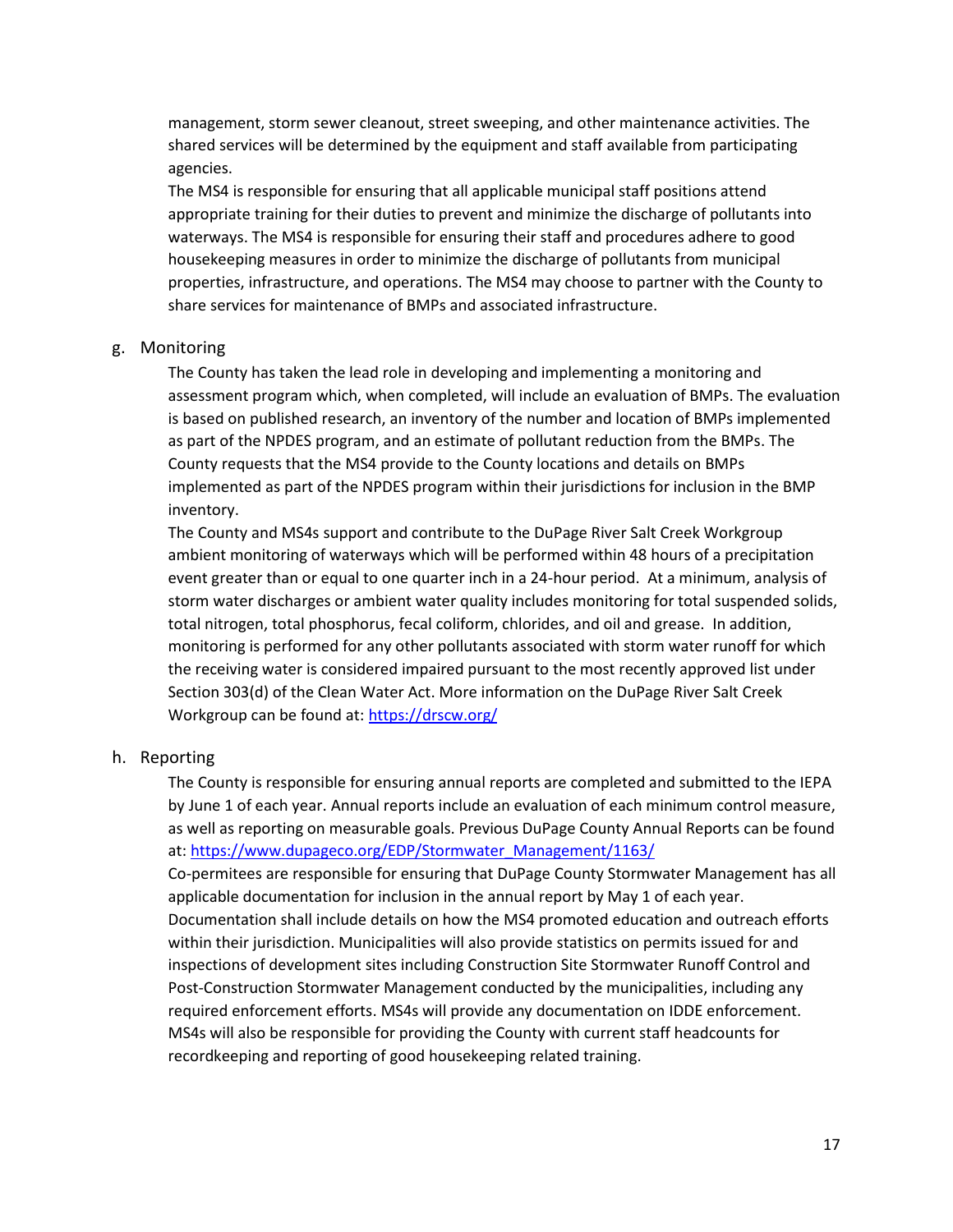management, storm sewer cleanout, street sweeping, and other maintenance activities. The shared services will be determined by the equipment and staff available from participating agencies.

The MS4 is responsible for ensuring that all applicable municipal staff positions attend appropriate training for their duties to prevent and minimize the discharge of pollutants into waterways. The MS4 is responsible for ensuring their staff and procedures adhere to good housekeeping measures in order to minimize the discharge of pollutants from municipal properties, infrastructure, and operations. The MS4 may choose to partner with the County to share services for maintenance of BMPs and associated infrastructure.

g. Monitoring

The County has taken the lead role in developing and implementing a monitoring and assessment program which, when completed, will include an evaluation of BMPs. The evaluation is based on published research, an inventory of the number and location of BMPs implemented as part of the NPDES program, and an estimate of pollutant reduction from the BMPs. The County requests that the MS4 provide to the County locations and details on BMPs implemented as part of the NPDES program within their jurisdictions for inclusion in the BMP inventory.

The County and MS4s support and contribute to the DuPage River Salt Creek Workgroup ambient monitoring of waterways which will be performed within 48 hours of a precipitation event greater than or equal to one quarter inch in a 24-hour period. At a minimum, analysis of storm water discharges or ambient water quality includes monitoring for total suspended solids, total nitrogen, total phosphorus, fecal coliform, chlorides, and oil and grease. In addition, monitoring is performed for any other pollutants associated with storm water runoff for which the receiving water is considered impaired pursuant to the most recently approved list under Section 303(d) of the Clean Water Act. More information on the DuPage River Salt Creek Workgroup can be found at: https://drscw.org/

h. Reporting

The County is responsible for ensuring annual reports are completed and submitted to the IEPA by June 1 of each year. Annual reports include an evaluation of each minimum control measure, as well as reporting on measurable goals. Previous DuPage County Annual Reports can be found at: https://www.dupageco.org/EDP/Stormwater_Management/1163/

Co-permitees are responsible for ensuring that DuPage County Stormwater Management has all applicable documentation for inclusion in the annual report by May 1 of each year. Documentation shall include details on how the MS4 promoted education and outreach efforts within their jurisdiction. Municipalities will also provide statistics on permits issued for and inspections of development sites including Construction Site Stormwater Runoff Control and Post-Construction Stormwater Management conducted by the municipalities, including any required enforcement efforts. MS4s will provide any documentation on IDDE enforcement. MS4s will also be responsible for providing the County with current staff headcounts for recordkeeping and reporting of good housekeeping related training.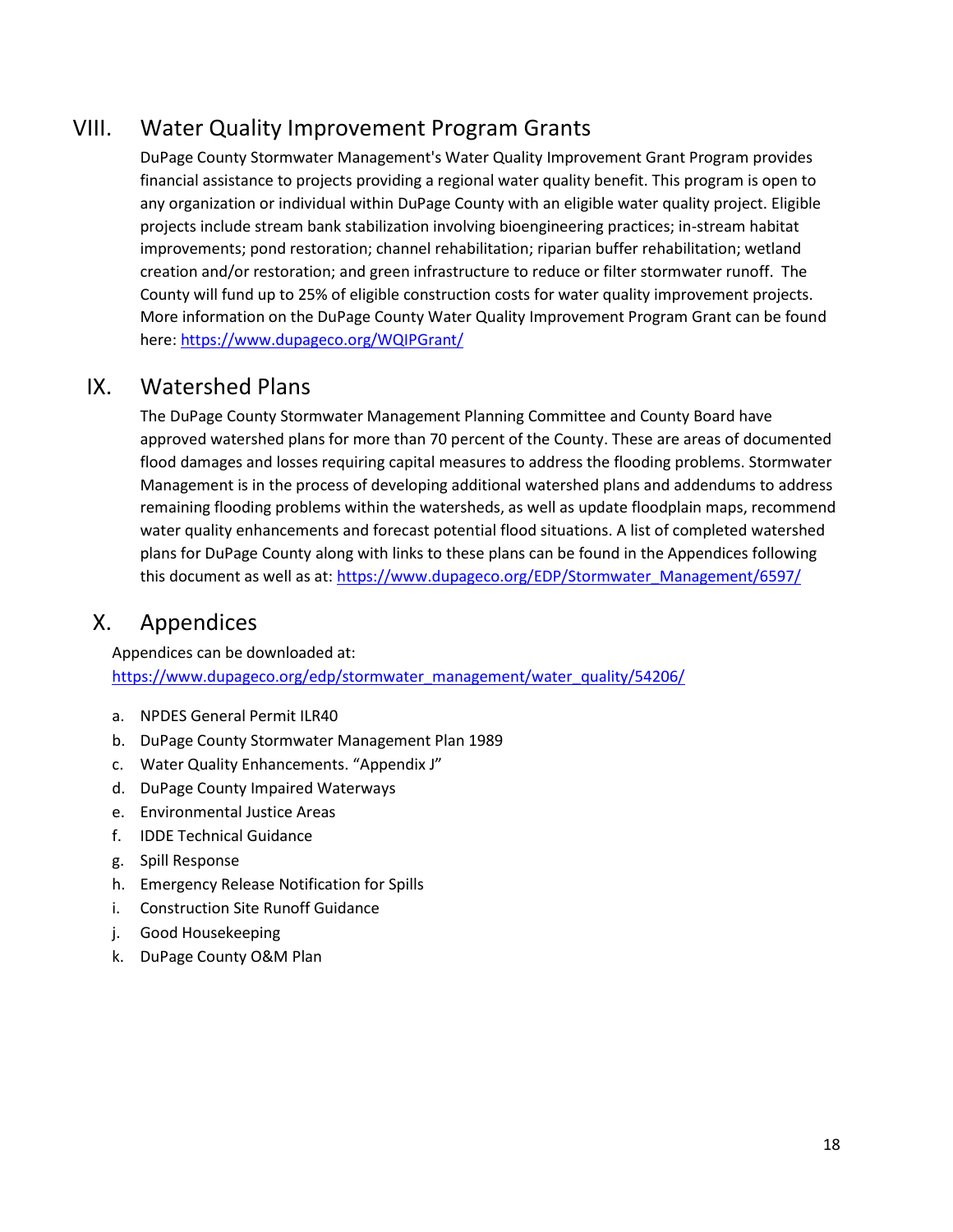## VIII. Water Quality Improvement Program Grants

DuPage County Stormwater Management's Water Quality Improvement Grant Program provides financial assistance to projects providing a regional water quality benefit. This program is open to any organization or individual within DuPage County with an eligible water quality project. Eligible projects include stream bank stabilization involving bioengineering practices; in-stream habitat improvements; pond restoration; channel rehabilitation; riparian buffer rehabilitation; wetland creation and/or restoration; and green infrastructure to reduce or filter stormwater runoff. The County will fund up to 25% of eligible construction costs for water quality improvement projects. More information on the DuPage County Water Quality Improvement Program Grant can be found here: https://www.dupageco.org/WQIPGrant/

## IX. Watershed Plans

The DuPage County Stormwater Management Planning Committee and County Board have approved watershed plans for more than 70 percent of the County. These are areas of documented flood damages and losses requiring capital measures to address the flooding problems. Stormwater Management is in the process of developing additional watershed plans and addendums to address remaining flooding problems within the watersheds, as well as update floodplain maps, recommend water quality enhancements and forecast potential flood situations. A list of completed watershed plans for DuPage County along with links to these plans can be found in the Appendices following this document as well as at: https://www.dupageco.org/EDP/Stormwater_Management/6597/

## X. Appendices

Appendices can be downloaded at:
https://www.dupageco.org/edp/stormwater_management/water_quality/54206/

a. NPDES General Permit ILR40
b. DuPage County Stormwater Management Plan 1989
c. Water Quality Enhancements. "Appendix J"
d. DuPage County Impaired Waterways
e. Environmental Justice Areas
f. IDDE Technical Guidance
g. Spill Response
h. Emergency Release Notification for Spills
i. Construction Site Runoff Guidance
j. Good Housekeeping
k. DuPage County O&M Plan